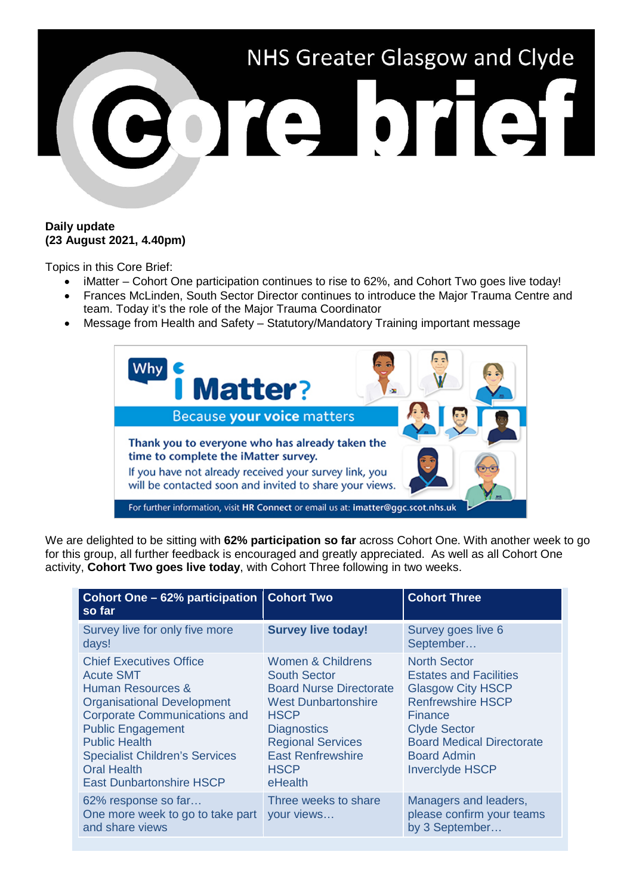# NHS Greater Glasgow and Clyde Core brief

**Daily update**
**(23 August 2021, 4.40pm)**

Topics in this Core Brief:

- iMatter – Cohort One participation continues to rise to 62%, and Cohort Two goes live today!
- Frances McLinden, South Sector Director continues to introduce the Major Trauma Centre and team. Today it's the role of the Major Trauma Coordinator
- Message from Health and Safety – Statutory/Mandatory Training important message

Why iMatter? Because your voice matters

Thank you to everyone who has already taken the time to complete the iMatter survey.

If you have not already received your survey link, you will be contacted soon and invited to share your views.

For further information, visit **HR Connect** or email us at: **imatter@ggc.scot.nhs.uk**

We are delighted to be sitting with **62% participation so far** across Cohort One. With another week to go for this group, all further feedback is encouraged and greatly appreciated. As well as all Cohort One activity, **Cohort Two goes live today**, with Cohort Three following in two weeks.

| Cohort One – 62% participation so far | Cohort Two | Cohort Three |
|---|---|---|
| Survey live for only five more days! | **Survey live today!** | Survey goes live 6 September… |
| Chief Executives Office<br>Acute SMT<br>Human Resources & Organisational Development<br>Corporate Communications and Public Engagement<br>Public Health<br>Specialist Children's Services<br>Oral Health<br>East Dunbartonshire HSCP | Women & Childrens<br>South Sector<br>Board Nurse Directorate<br>West Dunbartonshire HSCP<br>Diagnostics<br>Regional Services<br>East Renfrewshire HSCP<br>eHealth | North Sector<br>Estates and Facilities<br>Glasgow City HSCP<br>Renfrewshire HSCP<br>Finance<br>Clyde Sector<br>Board Medical Directorate<br>Board Admin<br>Inverclyde HSCP |
| 62% response so far…<br>One more week to go to take part and share views | Three weeks to share your views… | Managers and leaders, please confirm your teams by 3 September… |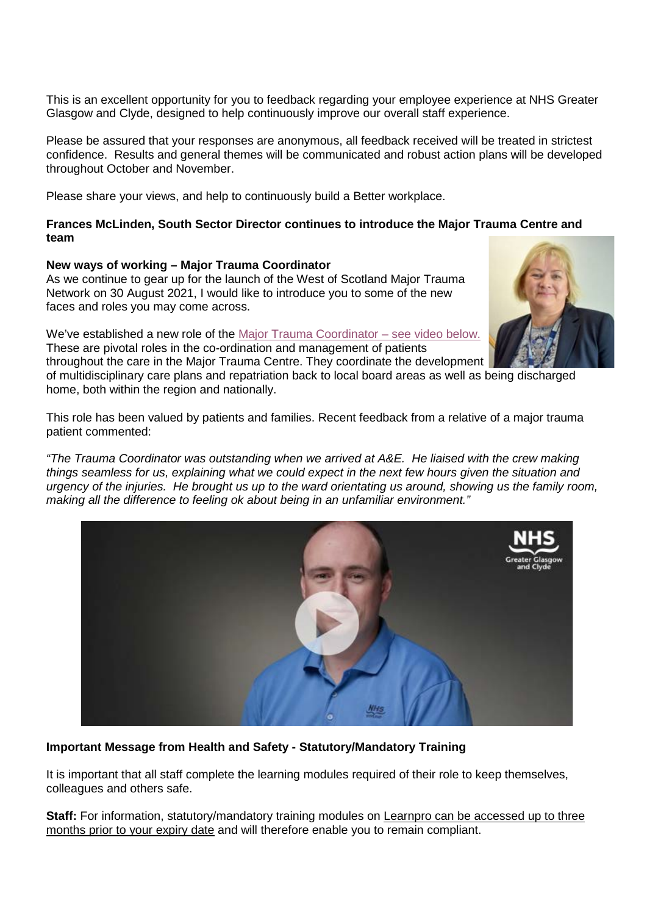This is an excellent opportunity for you to feedback regarding your employee experience at NHS Greater Glasgow and Clyde, designed to help continuously improve our overall staff experience.

Please be assured that your responses are anonymous, all feedback received will be treated in strictest confidence. Results and general themes will be communicated and robust action plans will be developed throughout October and November.

Please share your views, and help to continuously build a Better workplace.

**Frances McLinden, South Sector Director continues to introduce the Major Trauma Centre and team**

**New ways of working – Major Trauma Coordinator**

As we continue to gear up for the launch of the West of Scotland Major Trauma Network on 30 August 2021, I would like to introduce you to some of the new faces and roles you may come across.

We've established a new role of the Major Trauma Coordinator – see video below. These are pivotal roles in the co-ordination and management of patients throughout the care in the Major Trauma Centre. They coordinate the development of multidisciplinary care plans and repatriation back to local board areas as well as being discharged home, both within the region and nationally.

This role has been valued by patients and families. Recent feedback from a relative of a major trauma patient commented:

*"The Trauma Coordinator was outstanding when we arrived at A&E. He liaised with the crew making things seamless for us, explaining what we could expect in the next few hours given the situation and urgency of the injuries. He brought us up to the ward orientating us around, showing us the family room, making all the difference to feeling ok about being in an unfamiliar environment."*

**Important Message from Health and Safety - Statutory/Mandatory Training**

It is important that all staff complete the learning modules required of their role to keep themselves, colleagues and others safe.

**Staff:** For information, statutory/mandatory training modules on Learnpro can be accessed up to three months prior to your expiry date and will therefore enable you to remain compliant.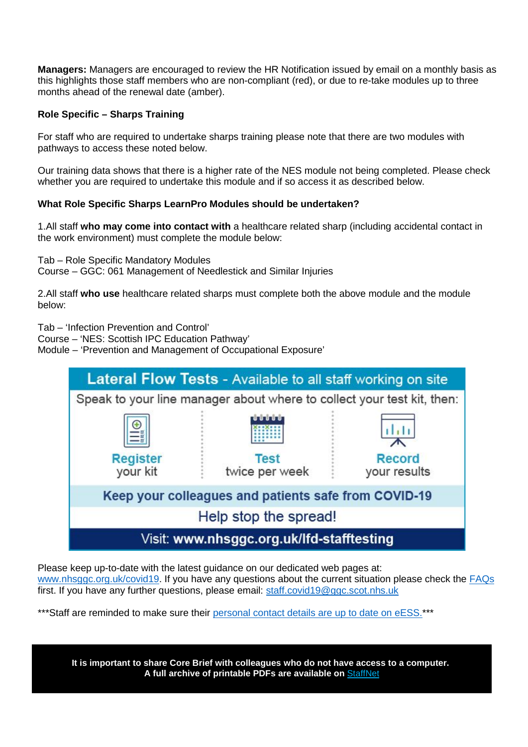**Managers:** Managers are encouraged to review the HR Notification issued by email on a monthly basis as this highlights those staff members who are non-compliant (red), or due to re-take modules up to three months ahead of the renewal date (amber).

**Role Specific – Sharps Training**

For staff who are required to undertake sharps training please note that there are two modules with pathways to access these noted below.

Our training data shows that there is a higher rate of the NES module not being completed. Please check whether you are required to undertake this module and if so access it as described below.

**What Role Specific Sharps LearnPro Modules should be undertaken?**

1.All staff **who may come into contact with** a healthcare related sharp (including accidental contact in the work environment) must complete the module below:

Tab – Role Specific Mandatory Modules
Course – GGC: 061 Management of Needlestick and Similar Injuries

2.All staff **who use** healthcare related sharps must complete both the above module and the module below:

Tab – 'Infection Prevention and Control'
Course – 'NES: Scottish IPC Education Pathway'
Module – 'Prevention and Management of Occupational Exposure'

**Lateral Flow Tests** - Available to all staff working on site

Speak to your line manager about where to collect your test kit, then:

**Register** your kit

**Test** twice per week

**Record** your results

**Keep your colleagues and patients safe from COVID-19**

Help stop the spread!

Visit: **www.nhsggc.org.uk/lfd-stafftesting**

Please keep up-to-date with the latest guidance on our dedicated web pages at: www.nhsggc.org.uk/covid19. If you have any questions about the current situation please check the FAQs first. If you have any further questions, please email: staff.covid19@ggc.scot.nhs.uk

***Staff are reminded to make sure their personal contact details are up to date on eESS.***

**It is important to share Core Brief with colleagues who do not have access to a computer.**
**A full archive of printable PDFs are available on** StaffNet